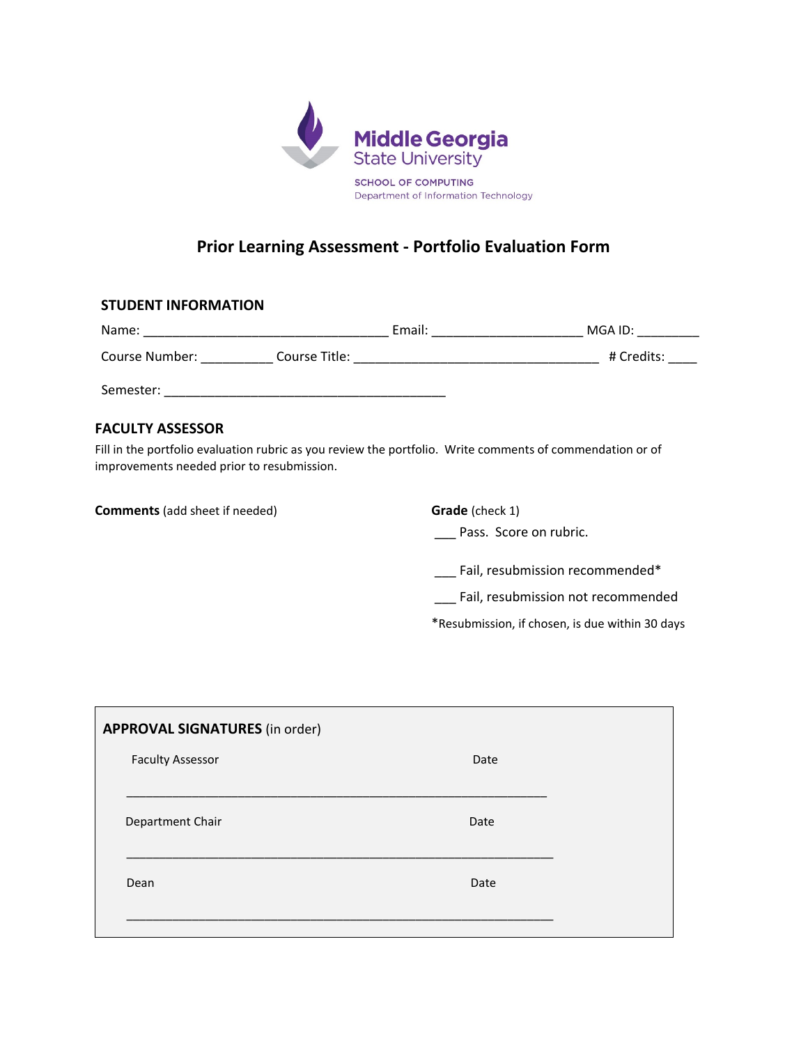Middle Georgia State University

SCHOOL OF COMPUTING
Department of Information Technology

# Prior Learning Assessment - Portfolio Evaluation Form

## STUDENT INFORMATION

Name: ___________________________________ Email: _____________________ MGA ID: _________

Course Number: __________ Course Title: ___________________________________ # Credits: ____

Semester: ________________________________________

## FACULTY ASSESSOR

Fill in the portfolio evaluation rubric as you review the portfolio. Write comments of commendation or of improvements needed prior to resubmission.

**Comments** (add sheet if needed)

**Grade** (check 1)

___ Pass. Score on rubric.

___ Fail, resubmission recommended*

___ Fail, resubmission not recommended

*Resubmission, if chosen, is due within 30 days

**APPROVAL SIGNATURES** (in order)

Faculty Assessor Date

_______________________________________________________________

Department Chair Date

_______________________________________________________________

Dean Date

_______________________________________________________________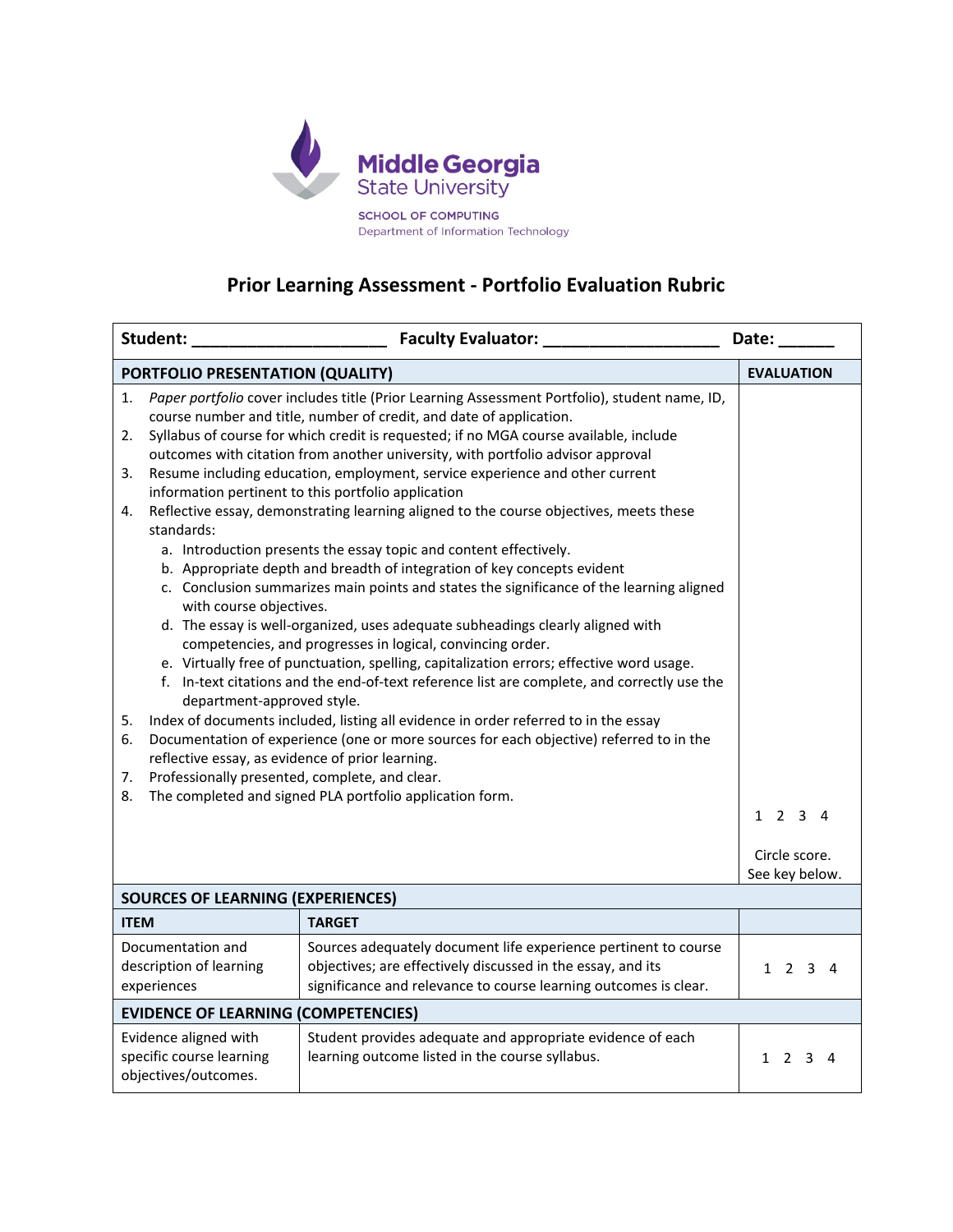Middle Georgia State University

SCHOOL OF COMPUTING

Department of Information Technology

# Prior Learning Assessment - Portfolio Evaluation Rubric

**Student:** _____________________ **Faculty Evaluator:** ___________________ **Date:** ______

| **PORTFOLIO PRESENTATION (QUALITY)** | | **EVALUATION** |
|---|---|---|
| 1. *Paper portfolio* cover includes title (Prior Learning Assessment Portfolio), student name, ID, course number and title, number of credit, and date of application.<br>2. Syllabus of course for which credit is requested; if no MGA course available, include outcomes with citation from another university, with portfolio advisor approval<br>3. Resume including education, employment, service experience and other current information pertinent to this portfolio application<br>4. Reflective essay, demonstrating learning aligned to the course objectives, meets these standards:<br>a. Introduction presents the essay topic and content effectively.<br>b. Appropriate depth and breadth of integration of key concepts evident<br>c. Conclusion summarizes main points and states the significance of the learning aligned with course objectives.<br>d. The essay is well-organized, uses adequate subheadings clearly aligned with competencies, and progresses in logical, convincing order.<br>e. Virtually free of punctuation, spelling, capitalization errors; effective word usage.<br>f. In-text citations and the end-of-text reference list are complete, and correctly use the department-approved style.<br>5. Index of documents included, listing all evidence in order referred to in the essay<br>6. Documentation of experience (one or more sources for each objective) referred to in the reflective essay, as evidence of prior learning.<br>7. Professionally presented, complete, and clear.<br>8. The completed and signed PLA portfolio application form. | | 1 2 3 4<br><br>Circle score. See key below. |
| **SOURCES OF LEARNING (EXPERIENCES)** | | |
| **ITEM** | **TARGET** | |
| Documentation and description of learning experiences | Sources adequately document life experience pertinent to course objectives; are effectively discussed in the essay, and its significance and relevance to course learning outcomes is clear. | 1 2 3 4 |
| **EVIDENCE OF LEARNING (COMPETENCIES)** | | |
| Evidence aligned with specific course learning objectives/outcomes. | Student provides adequate and appropriate evidence of each learning outcome listed in the course syllabus. | 1 2 3 4 |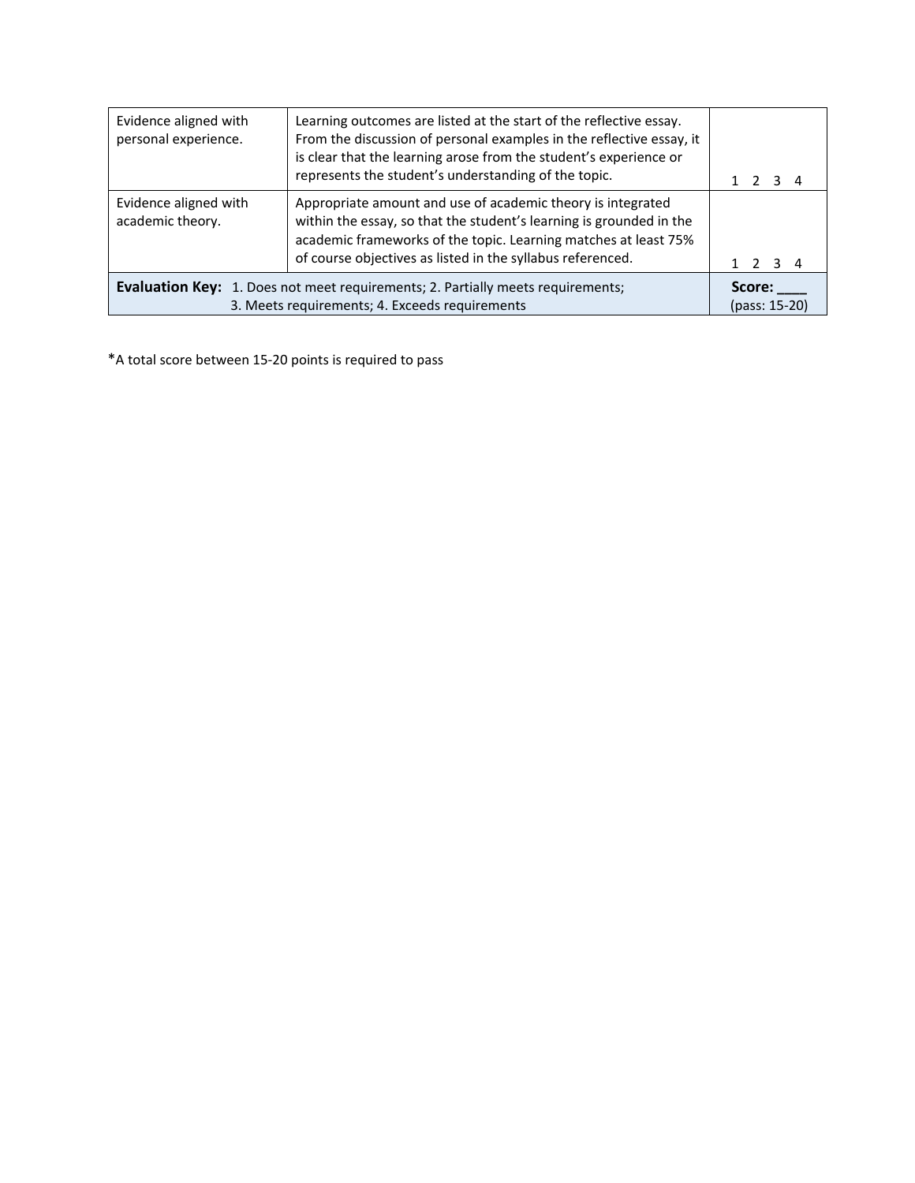| | | |
|---|---|---|
| Evidence aligned with personal experience. | Learning outcomes are listed at the start of the reflective essay. From the discussion of personal examples in the reflective essay, it is clear that the learning arose from the student's experience or represents the student's understanding of the topic. | 1 2 3 4 |
| Evidence aligned with academic theory. | Appropriate amount and use of academic theory is integrated within the essay, so that the student's learning is grounded in the academic frameworks of the topic. Learning matches at least 75% of course objectives as listed in the syllabus referenced. | 1 2 3 4 |
| **Evaluation Key:** 1. Does not meet requirements; 2. Partially meets requirements; 3. Meets requirements; 4. Exceeds requirements | | **Score: ____** (pass: 15-20) |

*A total score between 15-20 points is required to pass